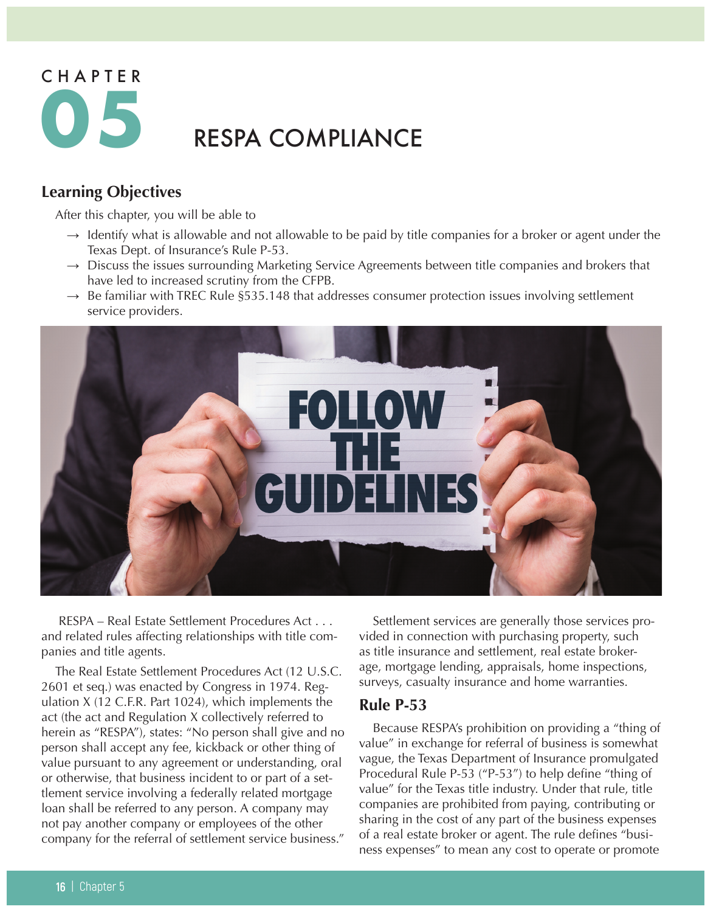# CHAPTER 05 RESPA COMPLIANCE

## Learning Objectives

After this chapter, you will be able to

- → Identify what is allowable and not allowable to be paid by title companies for a broker or agent under the Texas Dept. of Insurance's Rule P-53.
- → Discuss the issues surrounding Marketing Service Agreements between title companies and brokers that have led to increased scrutiny from the CFPB.
- → Be familiar with TREC Rule §535.148 that addresses consumer protection issues involving settlement service providers.

RESPA – Real Estate Settlement Procedures Act . . . and related rules affecting relationships with title companies and title agents.

The Real Estate Settlement Procedures Act (12 U.S.C. 2601 et seq.) was enacted by Congress in 1974. Regulation X (12 C.F.R. Part 1024), which implements the act (the act and Regulation X collectively referred to herein as "RESPA"), states: "No person shall give and no person shall accept any fee, kickback or other thing of value pursuant to any agreement or understanding, oral or otherwise, that business incident to or part of a settlement service involving a federally related mortgage loan shall be referred to any person. A company may not pay another company or employees of the other company for the referral of settlement service business."

Settlement services are generally those services provided in connection with purchasing property, such as title insurance and settlement, real estate brokerage, mortgage lending, appraisals, home inspections, surveys, casualty insurance and home warranties.

## Rule P-53

Because RESPA's prohibition on providing a "thing of value" in exchange for referral of business is somewhat vague, the Texas Department of Insurance promulgated Procedural Rule P-53 ("P-53") to help define "thing of value" for the Texas title industry. Under that rule, title companies are prohibited from paying, contributing or sharing in the cost of any part of the business expenses of a real estate broker or agent. The rule defines "business expenses" to mean any cost to operate or promote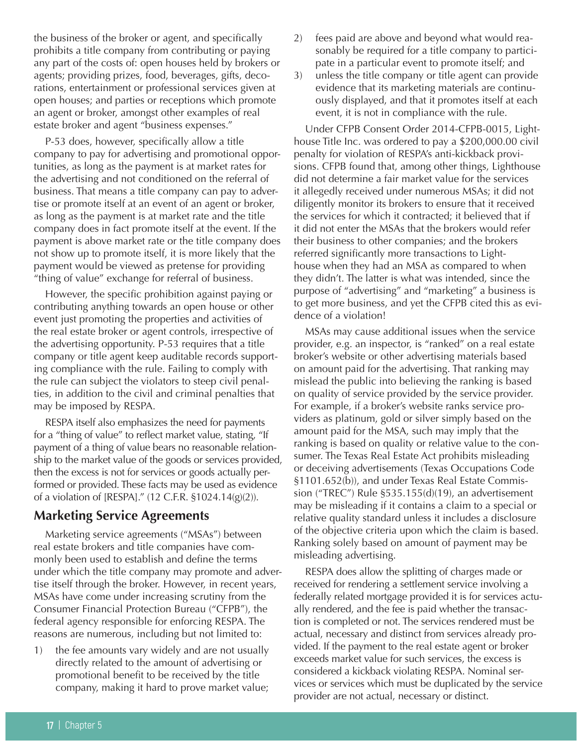the business of the broker or agent, and specifically prohibits a title company from contributing or paying any part of the costs of: open houses held by brokers or agents; providing prizes, food, beverages, gifts, decorations, entertainment or professional services given at open houses; and parties or receptions which promote an agent or broker, amongst other examples of real estate broker and agent "business expenses."

P-53 does, however, specifically allow a title company to pay for advertising and promotional opportunities, as long as the payment is at market rates for the advertising and not conditioned on the referral of business. That means a title company can pay to advertise or promote itself at an event of an agent or broker, as long as the payment is at market rate and the title company does in fact promote itself at the event. If the payment is above market rate or the title company does not show up to promote itself, it is more likely that the payment would be viewed as pretense for providing "thing of value" exchange for referral of business.

However, the specific prohibition against paying or contributing anything towards an open house or other event just promoting the properties and activities of the real estate broker or agent controls, irrespective of the advertising opportunity. P-53 requires that a title company or title agent keep auditable records supporting compliance with the rule. Failing to comply with the rule can subject the violators to steep civil penalties, in addition to the civil and criminal penalties that may be imposed by RESPA.

RESPA itself also emphasizes the need for payments for a "thing of value" to reflect market value, stating, "If payment of a thing of value bears no reasonable relationship to the market value of the goods or services provided, then the excess is not for services or goods actually performed or provided. These facts may be used as evidence of a violation of [RESPA]." (12 C.F.R. §1024.14(g)(2)).

## Marketing Service Agreements

Marketing service agreements ("MSAs") between real estate brokers and title companies have commonly been used to establish and define the terms under which the title company may promote and advertise itself through the broker. However, in recent years, MSAs have come under increasing scrutiny from the Consumer Financial Protection Bureau ("CFPB"), the federal agency responsible for enforcing RESPA. The reasons are numerous, including but not limited to:

1) the fee amounts vary widely and are not usually directly related to the amount of advertising or promotional benefit to be received by the title company, making it hard to prove market value;
2) fees paid are above and beyond what would reasonably be required for a title company to participate in a particular event to promote itself; and
3) unless the title company or title agent can provide evidence that its marketing materials are continuously displayed, and that it promotes itself at each event, it is not in compliance with the rule.

Under CFPB Consent Order 2014-CFPB-0015, Lighthouse Title Inc. was ordered to pay a $200,000.00 civil penalty for violation of RESPA's anti-kickback provisions. CFPB found that, among other things, Lighthouse did not determine a fair market value for the services it allegedly received under numerous MSAs; it did not diligently monitor its brokers to ensure that it received the services for which it contracted; it believed that if it did not enter the MSAs that the brokers would refer their business to other companies; and the brokers referred significantly more transactions to Lighthouse when they had an MSA as compared to when they didn't. The latter is what was intended, since the purpose of "advertising" and "marketing" a business is to get more business, and yet the CFPB cited this as evidence of a violation!

MSAs may cause additional issues when the service provider, e.g. an inspector, is "ranked" on a real estate broker's website or other advertising materials based on amount paid for the advertising. That ranking may mislead the public into believing the ranking is based on quality of service provided by the service provider. For example, if a broker's website ranks service providers as platinum, gold or silver simply based on the amount paid for the MSA, such may imply that the ranking is based on quality or relative value to the consumer. The Texas Real Estate Act prohibits misleading or deceiving advertisements (Texas Occupations Code §1101.652(b)), and under Texas Real Estate Commission ("TREC") Rule §535.155(d)(19), an advertisement may be misleading if it contains a claim to a special or relative quality standard unless it includes a disclosure of the objective criteria upon which the claim is based. Ranking solely based on amount of payment may be misleading advertising.

RESPA does allow the splitting of charges made or received for rendering a settlement service involving a federally related mortgage provided it is for services actually rendered, and the fee is paid whether the transaction is completed or not. The services rendered must be actual, necessary and distinct from services already provided. If the payment to the real estate agent or broker exceeds market value for such services, the excess is considered a kickback violating RESPA. Nominal services or services which must be duplicated by the service provider are not actual, necessary or distinct.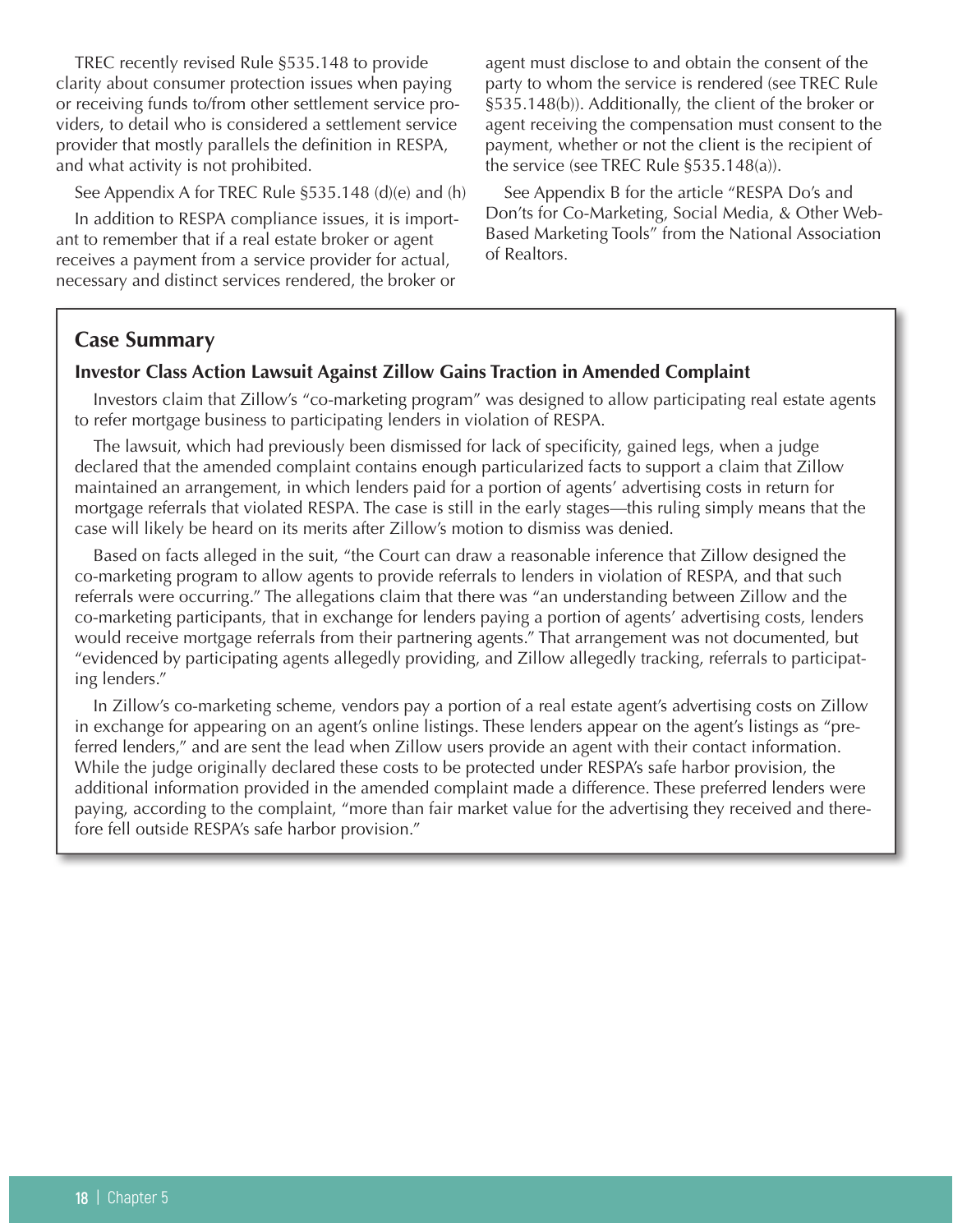TREC recently revised Rule §535.148 to provide clarity about consumer protection issues when paying or receiving funds to/from other settlement service providers, to detail who is considered a settlement service provider that mostly parallels the definition in RESPA, and what activity is not prohibited.

See Appendix A for TREC Rule §535.148 (d)(e) and (h)

In addition to RESPA compliance issues, it is important to remember that if a real estate broker or agent receives a payment from a service provider for actual, necessary and distinct services rendered, the broker or agent must disclose to and obtain the consent of the party to whom the service is rendered (see TREC Rule §535.148(b)). Additionally, the client of the broker or agent receiving the compensation must consent to the payment, whether or not the client is the recipient of the service (see TREC Rule §535.148(a)).

See Appendix B for the article "RESPA Do's and Don'ts for Co-Marketing, Social Media, & Other Web-Based Marketing Tools" from the National Association of Realtors.

## Case Summary

### Investor Class Action Lawsuit Against Zillow Gains Traction in Amended Complaint

Investors claim that Zillow's "co-marketing program" was designed to allow participating real estate agents to refer mortgage business to participating lenders in violation of RESPA.

The lawsuit, which had previously been dismissed for lack of specificity, gained legs, when a judge declared that the amended complaint contains enough particularized facts to support a claim that Zillow maintained an arrangement, in which lenders paid for a portion of agents' advertising costs in return for mortgage referrals that violated RESPA. The case is still in the early stages—this ruling simply means that the case will likely be heard on its merits after Zillow's motion to dismiss was denied.

Based on facts alleged in the suit, "the Court can draw a reasonable inference that Zillow designed the co-marketing program to allow agents to provide referrals to lenders in violation of RESPA, and that such referrals were occurring." The allegations claim that there was "an understanding between Zillow and the co-marketing participants, that in exchange for lenders paying a portion of agents' advertising costs, lenders would receive mortgage referrals from their partnering agents." That arrangement was not documented, but "evidenced by participating agents allegedly providing, and Zillow allegedly tracking, referrals to participating lenders."

In Zillow's co-marketing scheme, vendors pay a portion of a real estate agent's advertising costs on Zillow in exchange for appearing on an agent's online listings. These lenders appear on the agent's listings as "preferred lenders," and are sent the lead when Zillow users provide an agent with their contact information. While the judge originally declared these costs to be protected under RESPA's safe harbor provision, the additional information provided in the amended complaint made a difference. These preferred lenders were paying, according to the complaint, "more than fair market value for the advertising they received and therefore fell outside RESPA's safe harbor provision."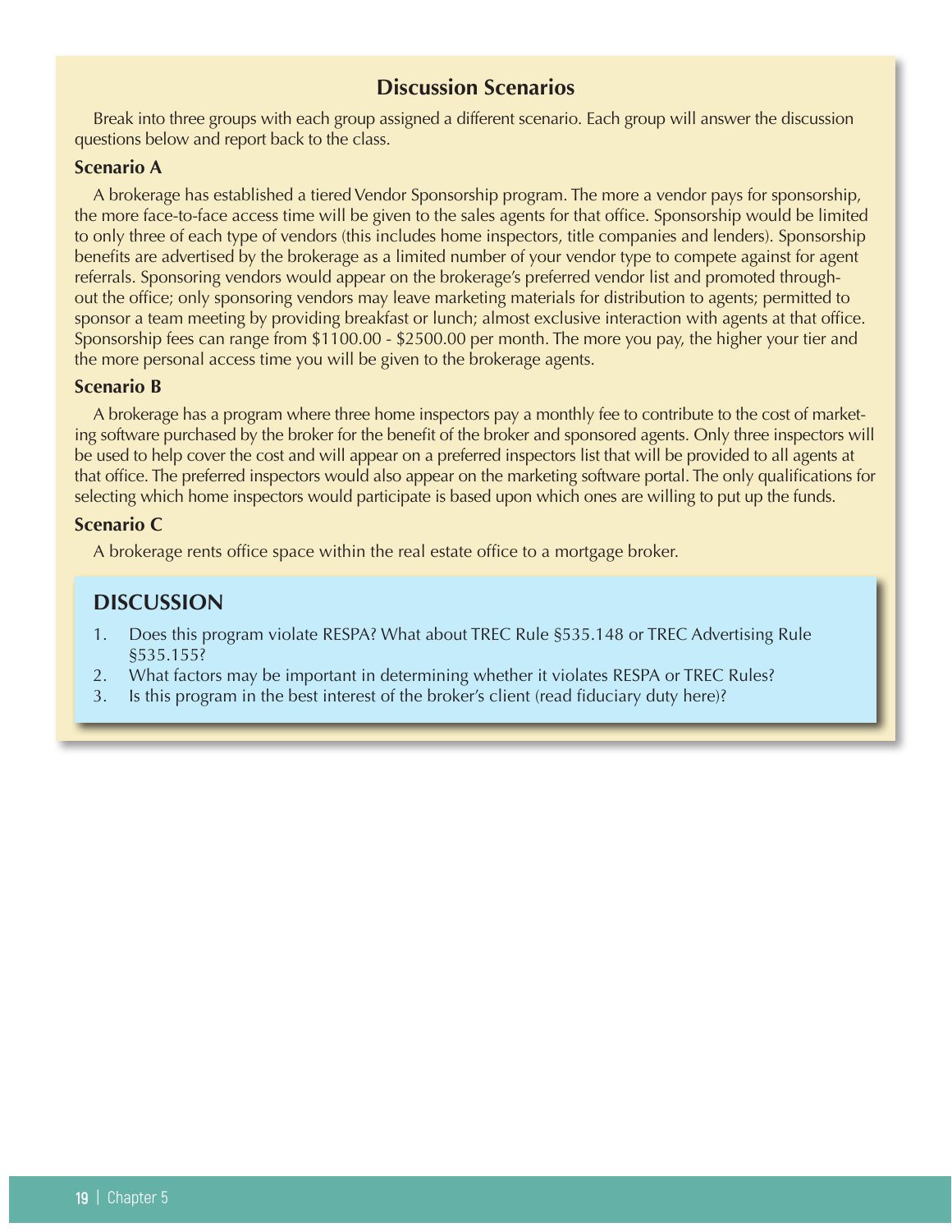## Discussion Scenarios

Break into three groups with each group assigned a different scenario. Each group will answer the discussion questions below and report back to the class.

### Scenario A

A brokerage has established a tiered Vendor Sponsorship program. The more a vendor pays for sponsorship, the more face-to-face access time will be given to the sales agents for that office. Sponsorship would be limited to only three of each type of vendors (this includes home inspectors, title companies and lenders). Sponsorship benefits are advertised by the brokerage as a limited number of your vendor type to compete against for agent referrals. Sponsoring vendors would appear on the brokerage's preferred vendor list and promoted throughout the office; only sponsoring vendors may leave marketing materials for distribution to agents; permitted to sponsor a team meeting by providing breakfast or lunch; almost exclusive interaction with agents at that office. Sponsorship fees can range from $1100.00 - $2500.00 per month. The more you pay, the higher your tier and the more personal access time you will be given to the brokerage agents.

### Scenario B

A brokerage has a program where three home inspectors pay a monthly fee to contribute to the cost of marketing software purchased by the broker for the benefit of the broker and sponsored agents. Only three inspectors will be used to help cover the cost and will appear on a preferred inspectors list that will be provided to all agents at that office. The preferred inspectors would also appear on the marketing software portal. The only qualifications for selecting which home inspectors would participate is based upon which ones are willing to put up the funds.

### Scenario C

A brokerage rents office space within the real estate office to a mortgage broker.

## DISCUSSION

1. Does this program violate RESPA? What about TREC Rule §535.148 or TREC Advertising Rule §535.155?
2. What factors may be important in determining whether it violates RESPA or TREC Rules?
3. Is this program in the best interest of the broker's client (read fiduciary duty here)?